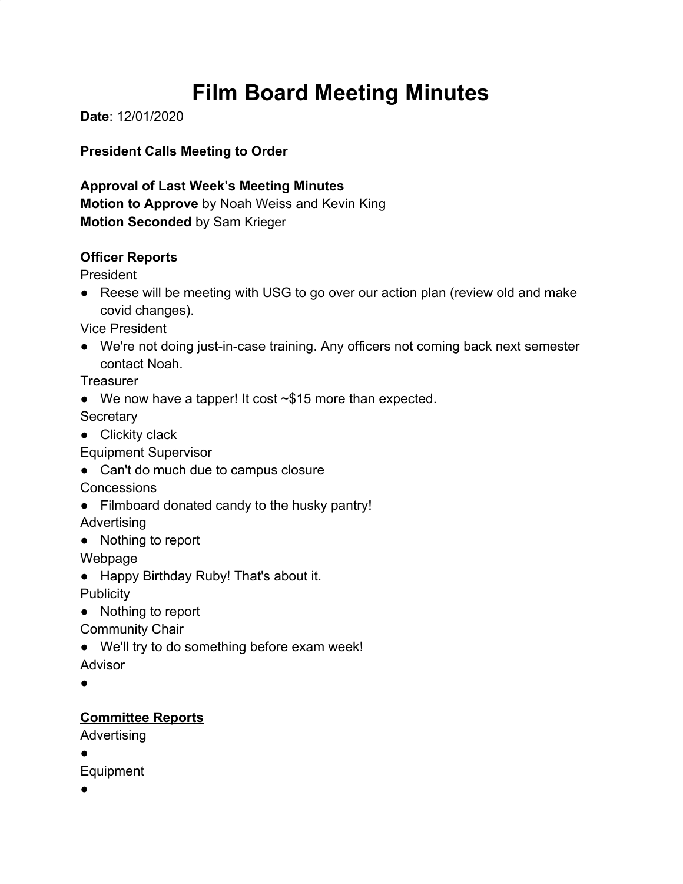# Film Board Meeting Minutes

**Date**: 12/01/2020

**President Calls Meeting to Order**

**Approval of Last Week's Meeting Minutes**
**Motion to Approve** by Noah Weiss and Kevin King
**Motion Seconded** by Sam Krieger

## Officer Reports

President

- Reese will be meeting with USG to go over our action plan (review old and make covid changes).

Vice President

- We're not doing just-in-case training. Any officers not coming back next semester contact Noah.

Treasurer

- We now have a tapper! It cost ~$15 more than expected.

Secretary

- Clickity clack

Equipment Supervisor

- Can't do much due to campus closure

Concessions

- Filmboard donated candy to the husky pantry!

Advertising

- Nothing to report

Webpage

- Happy Birthday Ruby! That's about it.

Publicity

- Nothing to report

Community Chair

- We'll try to do something before exam week!

Advisor

- 

## Committee Reports

Advertising

- 

Equipment

-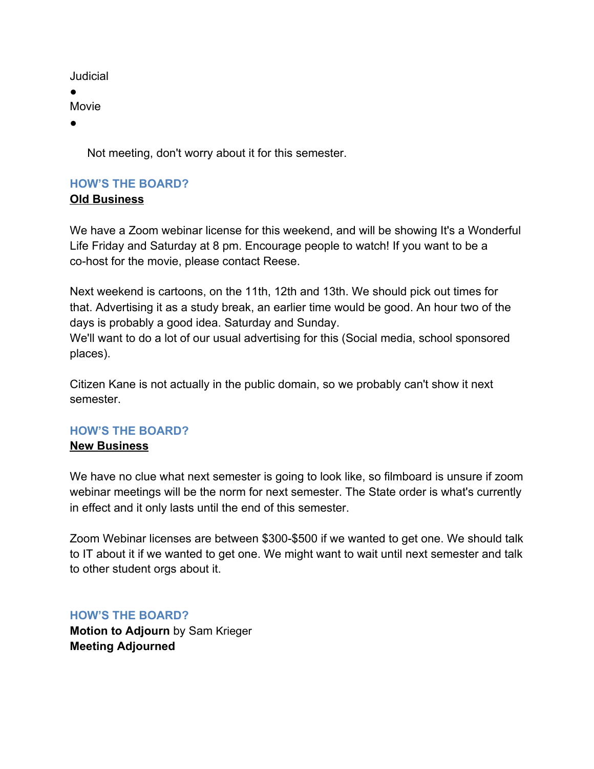Judicial

- 

Movie

- 

Not meeting, don't worry about it for this semester.

### HOW'S THE BOARD?

**Old Business**

We have a Zoom webinar license for this weekend, and will be showing It's a Wonderful Life Friday and Saturday at 8 pm. Encourage people to watch! If you want to be a co-host for the movie, please contact Reese.

Next weekend is cartoons, on the 11th, 12th and 13th. We should pick out times for that. Advertising it as a study break, an earlier time would be good. An hour two of the days is probably a good idea. Saturday and Sunday.
We'll want to do a lot of our usual advertising for this (Social media, school sponsored places).

Citizen Kane is not actually in the public domain, so we probably can't show it next semester.

### HOW'S THE BOARD?

**New Business**

We have no clue what next semester is going to look like, so filmboard is unsure if zoom webinar meetings will be the norm for next semester. The State order is what's currently in effect and it only lasts until the end of this semester.

Zoom Webinar licenses are between $300-$500 if we wanted to get one. We should talk to IT about it if we wanted to get one. We might want to wait until next semester and talk to other student orgs about it.

### HOW'S THE BOARD?

**Motion to Adjourn** by Sam Krieger
**Meeting Adjourned**